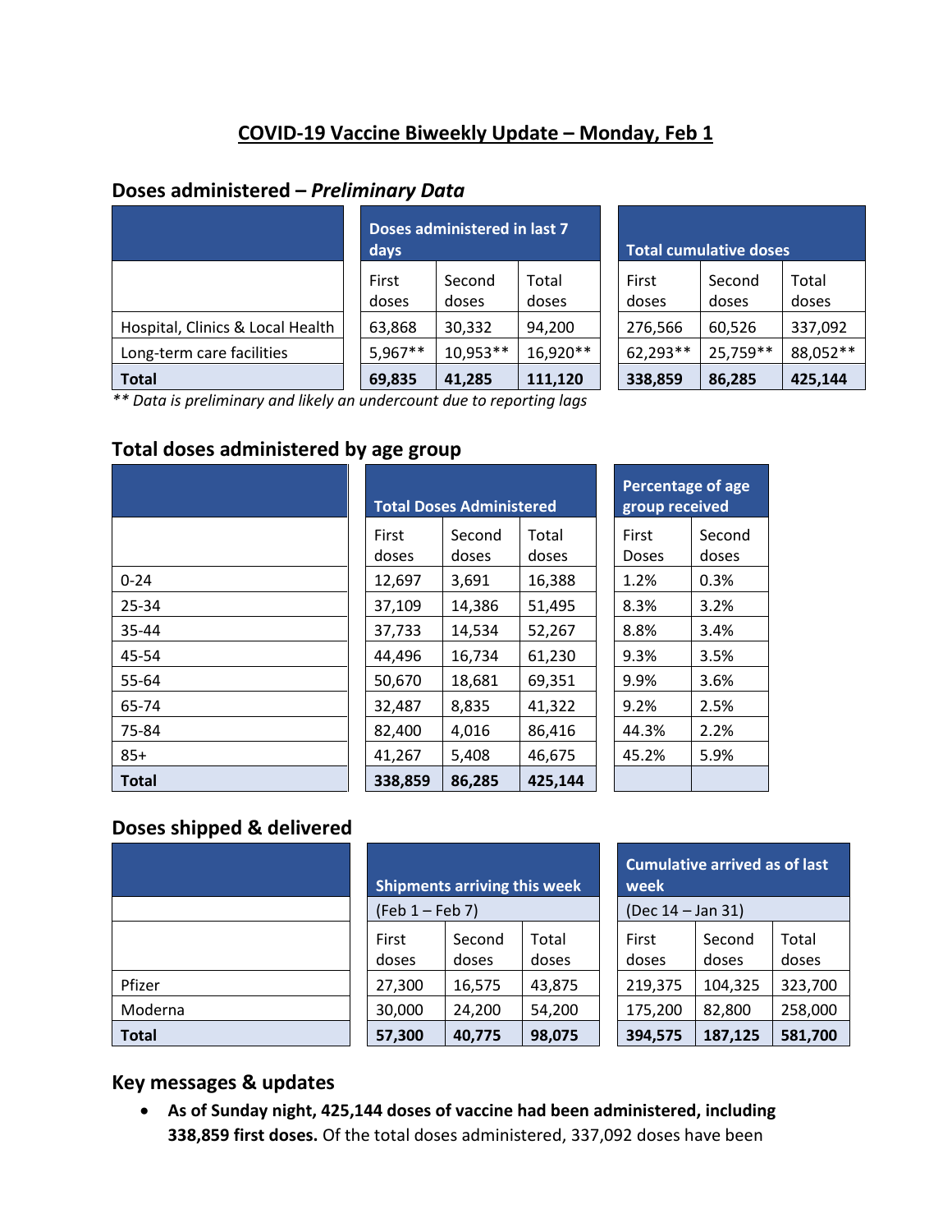# COVID-19 Vaccine Biweekly Update – Monday, Feb 1

## Doses administered – *Preliminary Data*

| | Doses administered in last 7 days | | | Total cumulative doses | | |
|---|---|---|---|---|---|---|
| | First doses | Second doses | Total doses | First doses | Second doses | Total doses |
| Hospital, Clinics & Local Health | 63,868 | 30,332 | 94,200 | 276,566 | 60,526 | 337,092 |
| Long-term care facilities | 5,967** | 10,953** | 16,920** | 62,293** | 25,759** | 88,052** |
| **Total** | **69,835** | **41,285** | **111,120** | **338,859** | **86,285** | **425,144** |

*** Data is preliminary and likely an undercount due to reporting lags*

## Total doses administered by age group

| | Total Doses Administered | | | Percentage of age group received | |
|---|---|---|---|---|---|
| | First doses | Second doses | Total doses | First Doses | Second doses |
| 0-24 | 12,697 | 3,691 | 16,388 | 1.2% | 0.3% |
| 25-34 | 37,109 | 14,386 | 51,495 | 8.3% | 3.2% |
| 35-44 | 37,733 | 14,534 | 52,267 | 8.8% | 3.4% |
| 45-54 | 44,496 | 16,734 | 61,230 | 9.3% | 3.5% |
| 55-64 | 50,670 | 18,681 | 69,351 | 9.9% | 3.6% |
| 65-74 | 32,487 | 8,835 | 41,322 | 9.2% | 2.5% |
| 75-84 | 82,400 | 4,016 | 86,416 | 44.3% | 2.2% |
| 85+ | 41,267 | 5,408 | 46,675 | 45.2% | 5.9% |
| **Total** | **338,859** | **86,285** | **425,144** | | |

## Doses shipped & delivered

| | Shipments arriving this week | | | Cumulative arrived as of last week | | |
|---|---|---|---|---|---|---|
| | (Feb 1 – Feb 7) | | | (Dec 14 – Jan 31) | | |
| | First doses | Second doses | Total doses | First doses | Second doses | Total doses |
| Pfizer | 27,300 | 16,575 | 43,875 | 219,375 | 104,325 | 323,700 |
| Moderna | 30,000 | 24,200 | 54,200 | 175,200 | 82,800 | 258,000 |
| **Total** | **57,300** | **40,775** | **98,075** | **394,575** | **187,125** | **581,700** |

## Key messages & updates

- **As of Sunday night, 425,144 doses of vaccine had been administered, including 338,859 first doses.** Of the total doses administered, 337,092 doses have been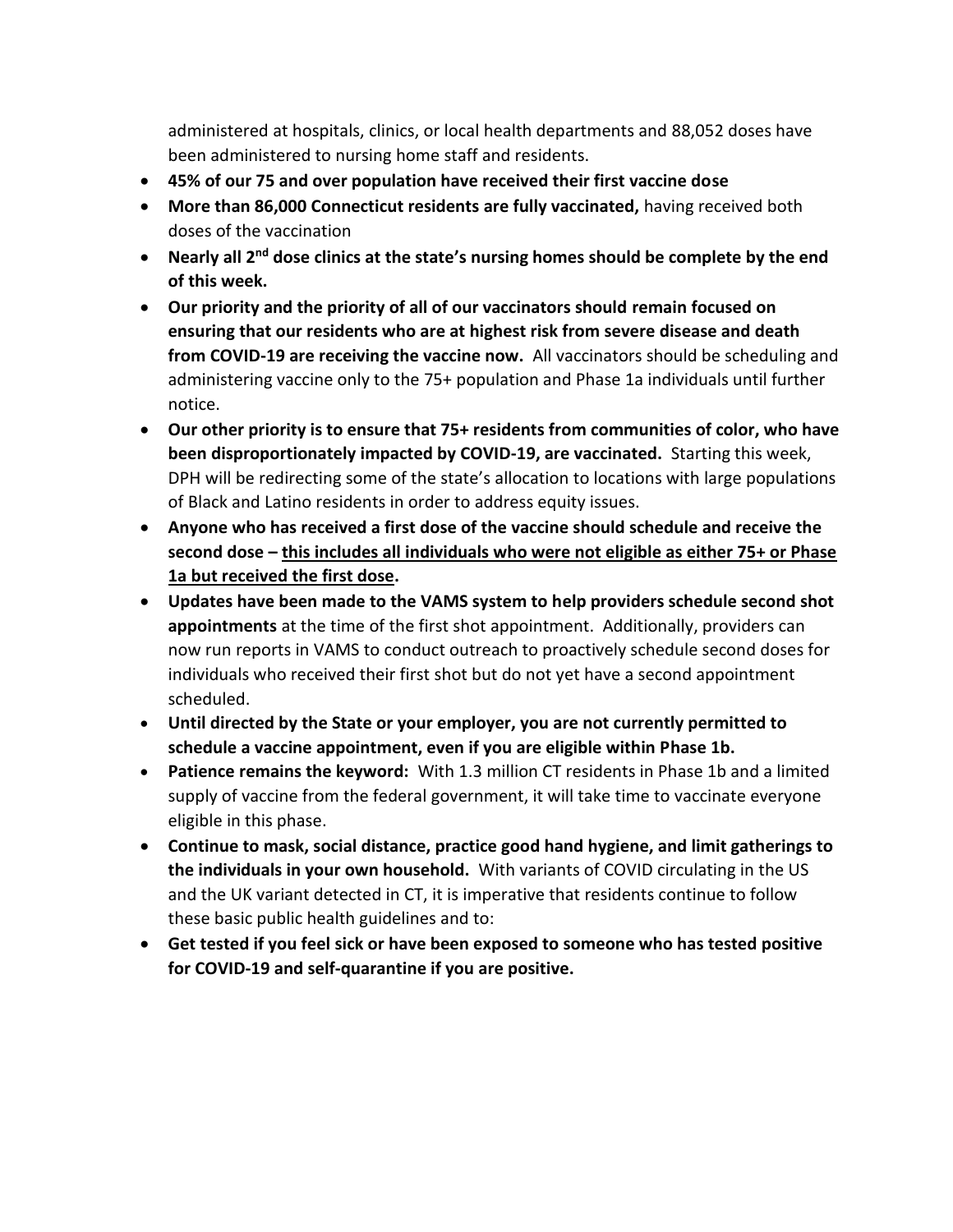administered at hospitals, clinics, or local health departments and 88,052 doses have been administered to nursing home staff and residents.

- **45% of our 75 and over population have received their first vaccine dose**
- **More than 86,000 Connecticut residents are fully vaccinated,** having received both doses of the vaccination
- **Nearly all 2nd dose clinics at the state's nursing homes should be complete by the end of this week.**
- **Our priority and the priority of all of our vaccinators should remain focused on ensuring that our residents who are at highest risk from severe disease and death from COVID-19 are receiving the vaccine now.** All vaccinators should be scheduling and administering vaccine only to the 75+ population and Phase 1a individuals until further notice.
- **Our other priority is to ensure that 75+ residents from communities of color, who have been disproportionately impacted by COVID-19, are vaccinated.** Starting this week, DPH will be redirecting some of the state's allocation to locations with large populations of Black and Latino residents in order to address equity issues.
- **Anyone who has received a first dose of the vaccine should schedule and receive the second dose – <u>this includes all individuals who were not eligible as either 75+ or Phase 1a but received the first dose</u>.**
- **Updates have been made to the VAMS system to help providers schedule second shot appointments** at the time of the first shot appointment. Additionally, providers can now run reports in VAMS to conduct outreach to proactively schedule second doses for individuals who received their first shot but do not yet have a second appointment scheduled.
- **Until directed by the State or your employer, you are not currently permitted to schedule a vaccine appointment, even if you are eligible within Phase 1b.**
- **Patience remains the keyword:** With 1.3 million CT residents in Phase 1b and a limited supply of vaccine from the federal government, it will take time to vaccinate everyone eligible in this phase.
- **Continue to mask, social distance, practice good hand hygiene, and limit gatherings to the individuals in your own household.** With variants of COVID circulating in the US and the UK variant detected in CT, it is imperative that residents continue to follow these basic public health guidelines and to:
- **Get tested if you feel sick or have been exposed to someone who has tested positive for COVID-19 and self-quarantine if you are positive.**